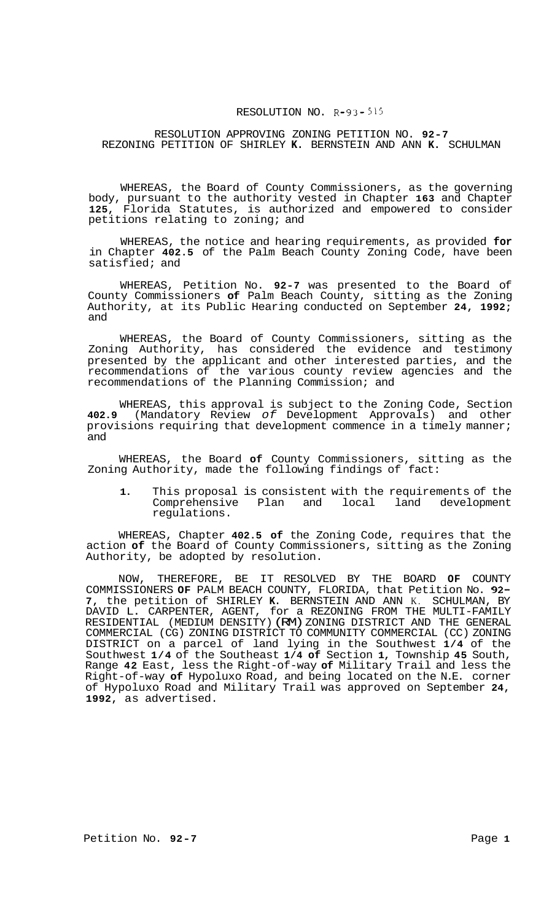# RESOLUTION NO. R-93-515

## RESOLUTION APPROVING ZONING PETITION NO. 92-7
## REZONING PETITION OF SHIRLEY K. BERNSTEIN AND ANN K. SCHULMAN

WHEREAS, the Board of County Commissioners, as the governing body, pursuant to the authority vested in Chapter 163 and Chapter 125, Florida Statutes, is authorized and empowered to consider petitions relating to zoning; and

WHEREAS, the notice and hearing requirements, as provided for in Chapter 402.5 of the Palm Beach County Zoning Code, have been satisfied; and

WHEREAS, Petition No. 92-7 was presented to the Board of County Commissioners of Palm Beach County, sitting as the Zoning Authority, at its Public Hearing conducted on September 24, 1992; and

WHEREAS, the Board of County Commissioners, sitting as the Zoning Authority, has considered the evidence and testimony presented by the applicant and other interested parties, and the recommendations of the various county review agencies and the recommendations of the Planning Commission; and

WHEREAS, this approval is subject to the Zoning Code, Section 402.9 (Mandatory Review *of* Development Approvals) and other provisions requiring that development commence in a timely manner; and

WHEREAS, the Board of County Commissioners, sitting as the Zoning Authority, made the following findings of fact:

1. This proposal is consistent with the requirements of the Comprehensive Plan and local land development regulations.

WHEREAS, Chapter 402.5 of the Zoning Code, requires that the action of the Board of County Commissioners, sitting as the Zoning Authority, be adopted by resolution.

NOW, THEREFORE, BE IT RESOLVED BY THE BOARD OF COUNTY COMMISSIONERS OF PALM BEACH COUNTY, FLORIDA, that Petition No. 92-7, the petition of SHIRLEY K. BERNSTEIN AND ANN K. SCHULMAN, BY DAVID L. CARPENTER, AGENT, for a REZONING FROM THE MULTI-FAMILY RESIDENTIAL (MEDIUM DENSITY) (RM) ZONING DISTRICT AND THE GENERAL COMMERCIAL (CG) ZONING DISTRICT TO COMMUNITY COMMERCIAL (CC) ZONING DISTRICT on a parcel of land lying in the Southwest 1/4 of the Southwest 1/4 of the Southeast 1/4 of Section 1, Township 45 South, Range 42 East, less the Right-of-way of Military Trail and less the Right-of-way of Hypoluxo Road, and being located on the N.E. corner of Hypoluxo Road and Military Trail was approved on September 24, 1992, as advertised.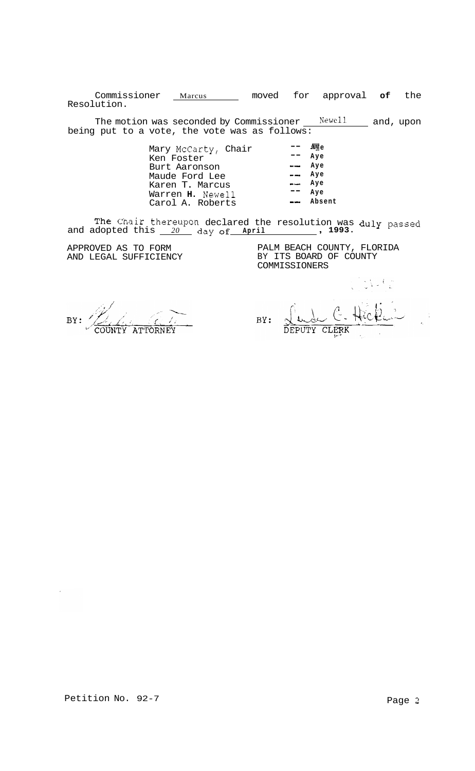Commissioner Marcus moved for approval **of** the Resolution.

The motion was seconded by Commissioner Newell and, upon being put to a vote, the vote was as follows:

| | | |
|---|---|---|
| Mary McCarty, Chair | -- | Aye |
| Ken Foster | -- | Aye |
| Burt Aaronson | -- | Aye |
| Maude Ford Lee | -- | Aye |
| Karen T. Marcus | -- | Aye |
| Warren **H.** Newell | -- | Aye |
| Carol A. Roberts | -- | Absent |

The Chair thereupon declared the resolution was duly passed and adopted this 20 day of **April**, **1993.**

APPROVED AS TO FORM AND LEGAL SUFFICIENCY

BY: COUNTY ATTORNEY

PALM BEACH COUNTY, FLORIDA BY ITS BOARD OF COUNTY COMMISSIONERS

BY: DEPUTY CLERK

Petition No. 92-7